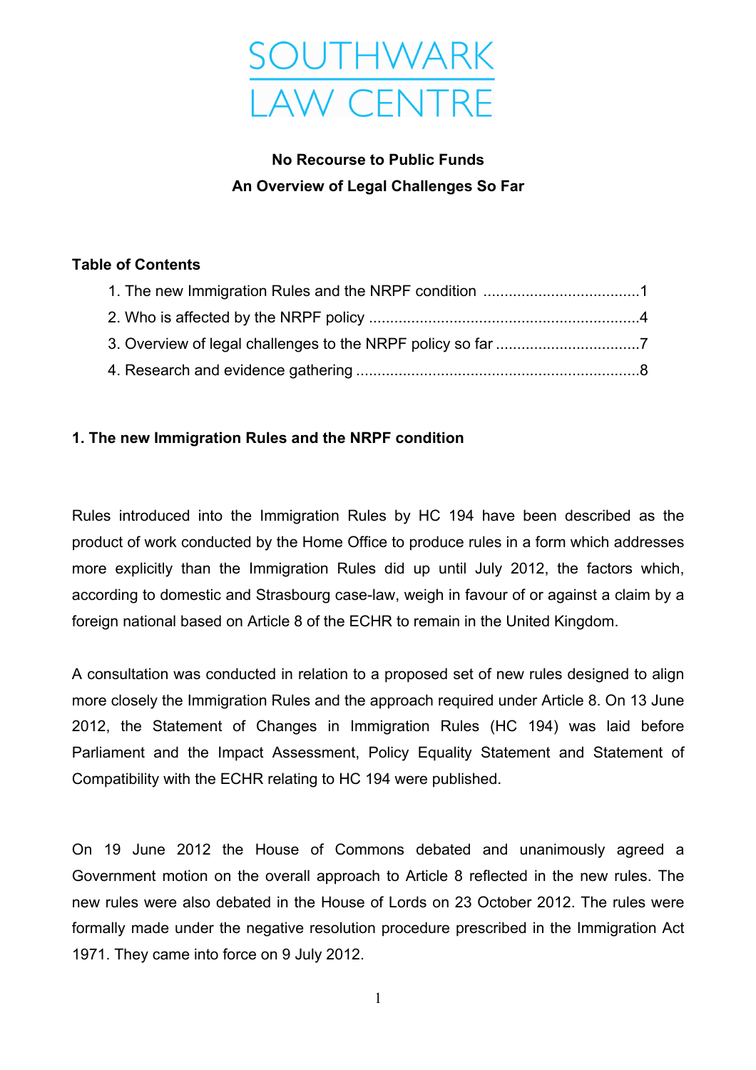SOUTHWARK
LAW CENTRE

# No Recourse to Public Funds
## An Overview of Legal Challenges So Far

**Table of Contents**

1. The new Immigration Rules and the NRPF condition .....................................1
2. Who is affected by the NRPF policy ...............................................................4
3. Overview of legal challenges to the NRPF policy so far .................................7
4. Research and evidence gathering ..................................................................8

### 1. The new Immigration Rules and the NRPF condition

Rules introduced into the Immigration Rules by HC 194 have been described as the product of work conducted by the Home Office to produce rules in a form which addresses more explicitly than the Immigration Rules did up until July 2012, the factors which, according to domestic and Strasbourg case-law, weigh in favour of or against a claim by a foreign national based on Article 8 of the ECHR to remain in the United Kingdom.

A consultation was conducted in relation to a proposed set of new rules designed to align more closely the Immigration Rules and the approach required under Article 8. On 13 June 2012, the Statement of Changes in Immigration Rules (HC 194) was laid before Parliament and the Impact Assessment, Policy Equality Statement and Statement of Compatibility with the ECHR relating to HC 194 were published.

On 19 June 2012 the House of Commons debated and unanimously agreed a Government motion on the overall approach to Article 8 reflected in the new rules. The new rules were also debated in the House of Lords on 23 October 2012. The rules were formally made under the negative resolution procedure prescribed in the Immigration Act 1971. They came into force on 9 July 2012.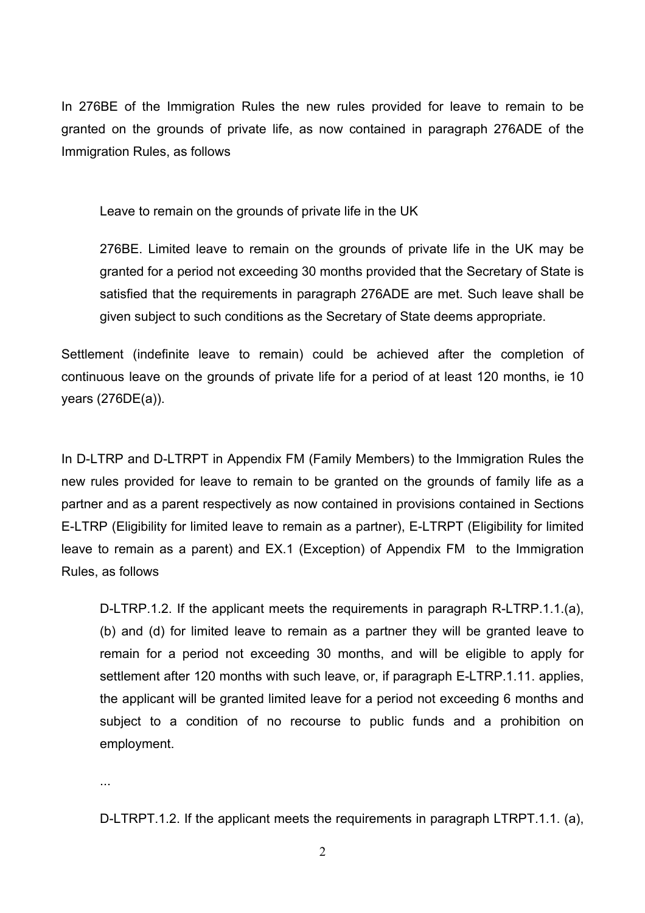In 276BE of the Immigration Rules the new rules provided for leave to remain to be granted on the grounds of private life, as now contained in paragraph 276ADE of the Immigration Rules, as follows

> Leave to remain on the grounds of private life in the UK
>
> 276BE. Limited leave to remain on the grounds of private life in the UK may be granted for a period not exceeding 30 months provided that the Secretary of State is satisfied that the requirements in paragraph 276ADE are met. Such leave shall be given subject to such conditions as the Secretary of State deems appropriate.

Settlement (indefinite leave to remain) could be achieved after the completion of continuous leave on the grounds of private life for a period of at least 120 months, ie 10 years (276DE(a)).

In D-LTRP and D-LTRPT in Appendix FM (Family Members) to the Immigration Rules the new rules provided for leave to remain to be granted on the grounds of family life as a partner and as a parent respectively as now contained in provisions contained in Sections E-LTRP (Eligibility for limited leave to remain as a partner), E-LTRPT (Eligibility for limited leave to remain as a parent) and EX.1 (Exception) of Appendix FM to the Immigration Rules, as follows

> D-LTRP.1.2. If the applicant meets the requirements in paragraph R-LTRP.1.1.(a), (b) and (d) for limited leave to remain as a partner they will be granted leave to remain for a period not exceeding 30 months, and will be eligible to apply for settlement after 120 months with such leave, or, if paragraph E-LTRP.1.11. applies, the applicant will be granted limited leave for a period not exceeding 6 months and subject to a condition of no recourse to public funds and a prohibition on employment.
>
> ...
>
> D-LTRPT.1.2. If the applicant meets the requirements in paragraph LTRPT.1.1. (a),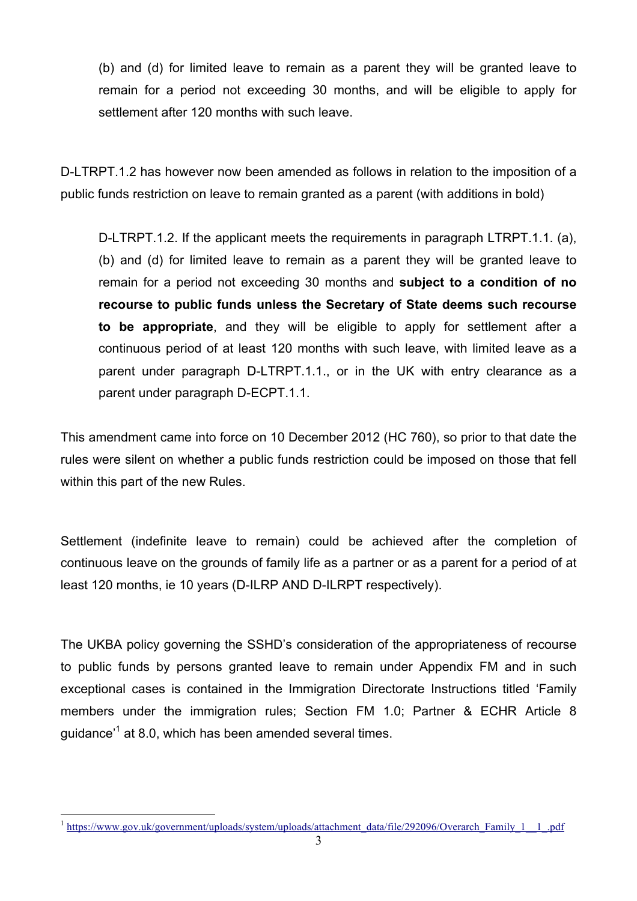> (b) and (d) for limited leave to remain as a parent they will be granted leave to remain for a period not exceeding 30 months, and will be eligible to apply for settlement after 120 months with such leave.

D-LTRPT.1.2 has however now been amended as follows in relation to the imposition of a public funds restriction on leave to remain granted as a parent (with additions in bold)

> D-LTRPT.1.2. If the applicant meets the requirements in paragraph LTRPT.1.1. (a), (b) and (d) for limited leave to remain as a parent they will be granted leave to remain for a period not exceeding 30 months and **subject to a condition of no recourse to public funds unless the Secretary of State deems such recourse to be appropriate**, and they will be eligible to apply for settlement after a continuous period of at least 120 months with such leave, with limited leave as a parent under paragraph D-LTRPT.1.1., or in the UK with entry clearance as a parent under paragraph D-ECPT.1.1.

This amendment came into force on 10 December 2012 (HC 760), so prior to that date the rules were silent on whether a public funds restriction could be imposed on those that fell within this part of the new Rules.

Settlement (indefinite leave to remain) could be achieved after the completion of continuous leave on the grounds of family life as a partner or as a parent for a period of at least 120 months, ie 10 years (D-ILRP AND D-ILRPT respectively).

The UKBA policy governing the SSHD's consideration of the appropriateness of recourse to public funds by persons granted leave to remain under Appendix FM and in such exceptional cases is contained in the Immigration Directorate Instructions titled 'Family members under the immigration rules; Section FM 1.0; Partner & ECHR Article 8 guidance'[1] at 8.0, which has been amended several times.

[1] https://www.gov.uk/government/uploads/system/uploads/attachment_data/file/292096/Overarch_Family_1__1_.pdf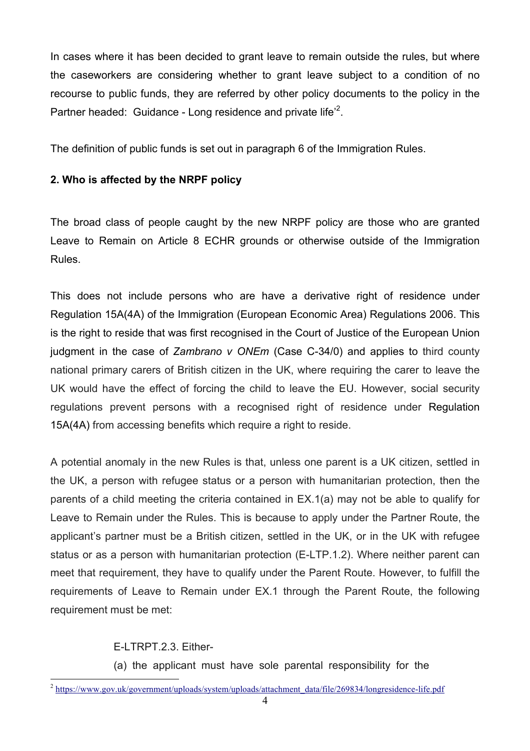In cases where it has been decided to grant leave to remain outside the rules, but where the caseworkers are considering whether to grant leave subject to a condition of no recourse to public funds, they are referred by other policy documents to the policy in the Partner headed: Guidance - Long residence and private life'[2].

The definition of public funds is set out in paragraph 6 of the Immigration Rules.

**2. Who is affected by the NRPF policy**

The broad class of people caught by the new NRPF policy are those who are granted Leave to Remain on Article 8 ECHR grounds or otherwise outside of the Immigration Rules.

This does not include persons who are have a derivative right of residence under Regulation 15A(4A) of the Immigration (European Economic Area) Regulations 2006. This is the right to reside that was first recognised in the Court of Justice of the European Union judgment in the case of *Zambrano v ONEm* (Case C-34/0) and applies to third county national primary carers of British citizen in the UK, where requiring the carer to leave the UK would have the effect of forcing the child to leave the EU. However, social security regulations prevent persons with a recognised right of residence under Regulation 15A(4A) from accessing benefits which require a right to reside.

A potential anomaly in the new Rules is that, unless one parent is a UK citizen, settled in the UK, a person with refugee status or a person with humanitarian protection, then the parents of a child meeting the criteria contained in EX.1(a) may not be able to qualify for Leave to Remain under the Rules. This is because to apply under the Partner Route, the applicant's partner must be a British citizen, settled in the UK, or in the UK with refugee status or as a person with humanitarian protection (E-LTP.1.2). Where neither parent can meet that requirement, they have to qualify under the Parent Route. However, to fulfill the requirements of Leave to Remain under EX.1 through the Parent Route, the following requirement must be met:

> E-LTRPT.2.3. Either-
>
> (a) the applicant must have sole parental responsibility for the

[2] https://www.gov.uk/government/uploads/system/uploads/attachment_data/file/269834/longresidence-life.pdf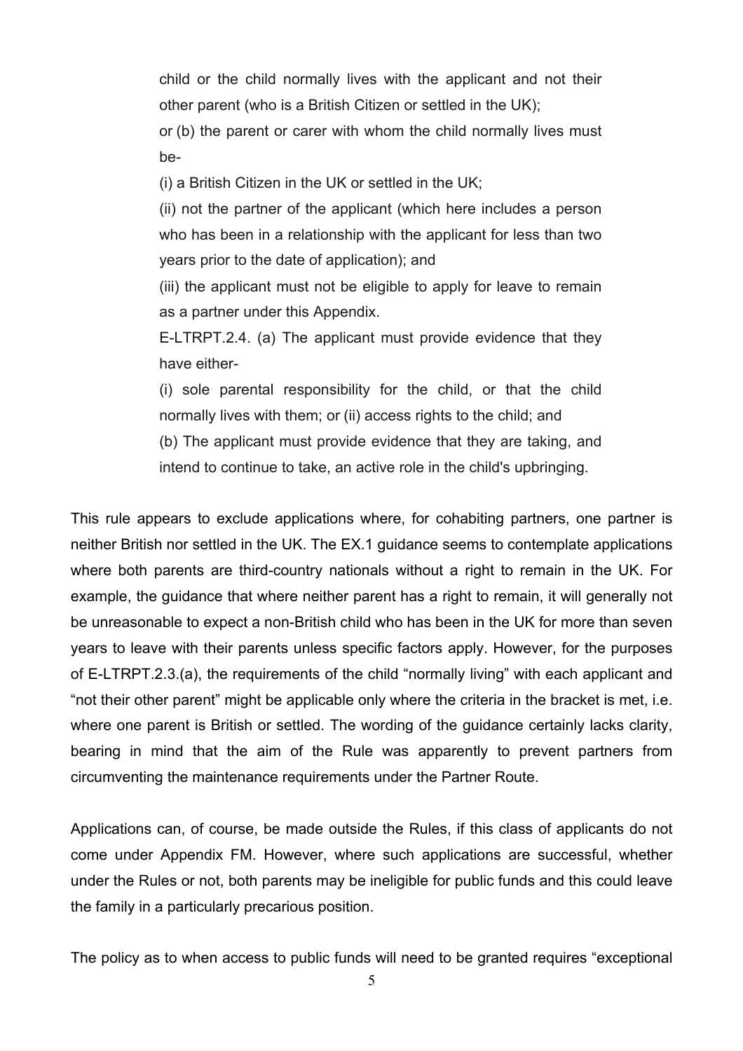> child or the child normally lives with the applicant and not their other parent (who is a British Citizen or settled in the UK);
>
> or (b) the parent or carer with whom the child normally lives must be-
>
> (i) a British Citizen in the UK or settled in the UK;
>
> (ii) not the partner of the applicant (which here includes a person who has been in a relationship with the applicant for less than two years prior to the date of application); and
>
> (iii) the applicant must not be eligible to apply for leave to remain as a partner under this Appendix.
>
> E-LTRPT.2.4. (a) The applicant must provide evidence that they have either-
>
> (i) sole parental responsibility for the child, or that the child normally lives with them; or (ii) access rights to the child; and
>
> (b) The applicant must provide evidence that they are taking, and intend to continue to take, an active role in the child's upbringing.

This rule appears to exclude applications where, for cohabiting partners, one partner is neither British nor settled in the UK. The EX.1 guidance seems to contemplate applications where both parents are third-country nationals without a right to remain in the UK. For example, the guidance that where neither parent has a right to remain, it will generally not be unreasonable to expect a non-British child who has been in the UK for more than seven years to leave with their parents unless specific factors apply. However, for the purposes of E-LTRPT.2.3.(a), the requirements of the child "normally living" with each applicant and "not their other parent" might be applicable only where the criteria in the bracket is met, i.e. where one parent is British or settled. The wording of the guidance certainly lacks clarity, bearing in mind that the aim of the Rule was apparently to prevent partners from circumventing the maintenance requirements under the Partner Route.

Applications can, of course, be made outside the Rules, if this class of applicants do not come under Appendix FM. However, where such applications are successful, whether under the Rules or not, both parents may be ineligible for public funds and this could leave the family in a particularly precarious position.

The policy as to when access to public funds will need to be granted requires "exceptional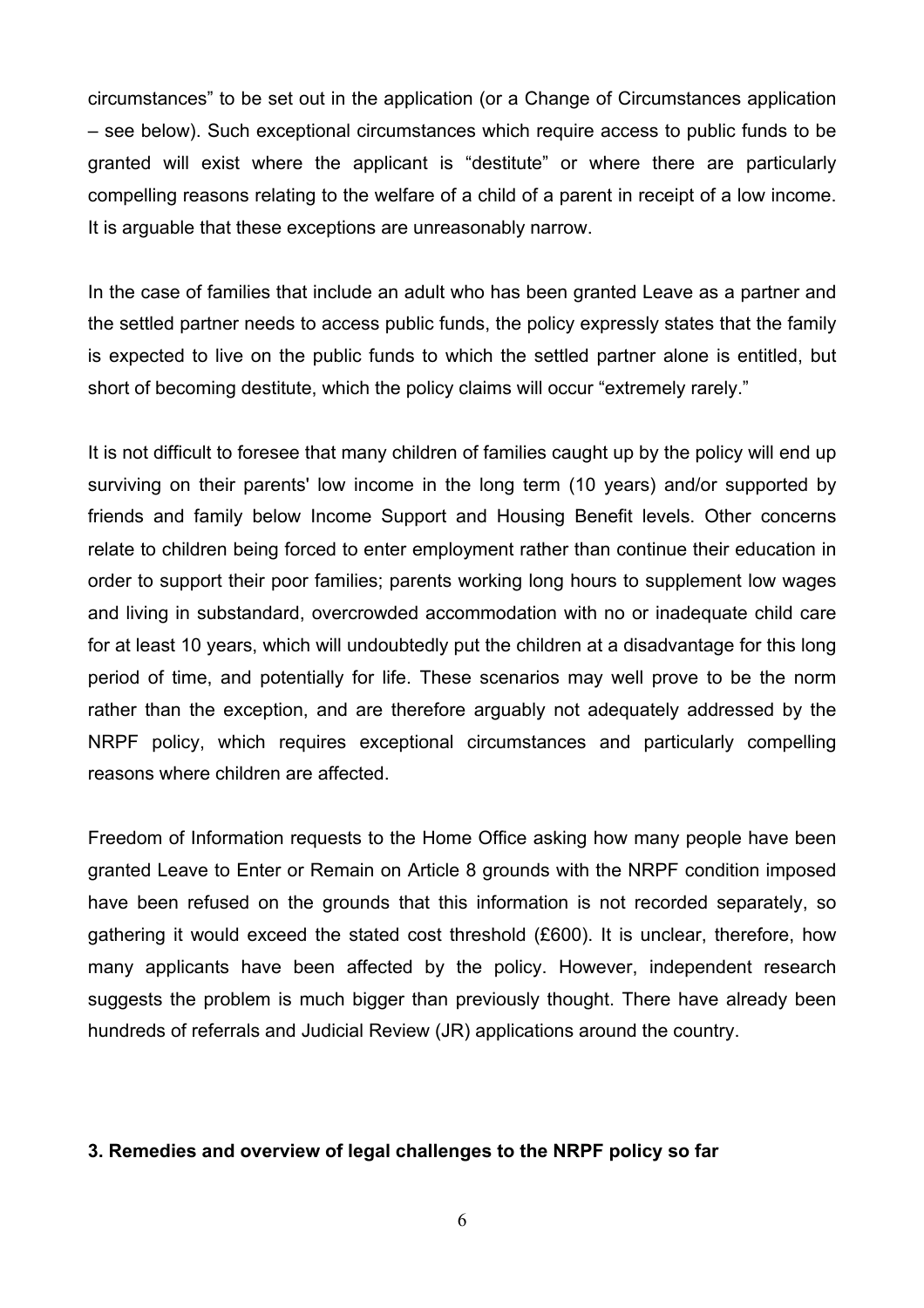circumstances" to be set out in the application (or a Change of Circumstances application – see below). Such exceptional circumstances which require access to public funds to be granted will exist where the applicant is "destitute" or where there are particularly compelling reasons relating to the welfare of a child of a parent in receipt of a low income. It is arguable that these exceptions are unreasonably narrow.

In the case of families that include an adult who has been granted Leave as a partner and the settled partner needs to access public funds, the policy expressly states that the family is expected to live on the public funds to which the settled partner alone is entitled, but short of becoming destitute, which the policy claims will occur "extremely rarely."

It is not difficult to foresee that many children of families caught up by the policy will end up surviving on their parents' low income in the long term (10 years) and/or supported by friends and family below Income Support and Housing Benefit levels. Other concerns relate to children being forced to enter employment rather than continue their education in order to support their poor families; parents working long hours to supplement low wages and living in substandard, overcrowded accommodation with no or inadequate child care for at least 10 years, which will undoubtedly put the children at a disadvantage for this long period of time, and potentially for life. These scenarios may well prove to be the norm rather than the exception, and are therefore arguably not adequately addressed by the NRPF policy, which requires exceptional circumstances and particularly compelling reasons where children are affected.

Freedom of Information requests to the Home Office asking how many people have been granted Leave to Enter or Remain on Article 8 grounds with the NRPF condition imposed have been refused on the grounds that this information is not recorded separately, so gathering it would exceed the stated cost threshold (£600). It is unclear, therefore, how many applicants have been affected by the policy. However, independent research suggests the problem is much bigger than previously thought. There have already been hundreds of referrals and Judicial Review (JR) applications around the country.

### 3. Remedies and overview of legal challenges to the NRPF policy so far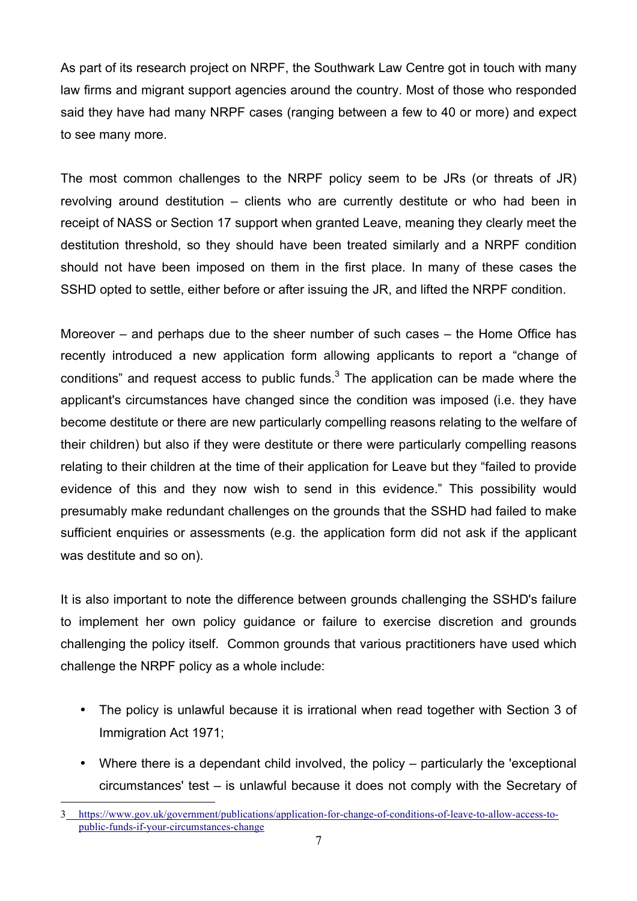As part of its research project on NRPF, the Southwark Law Centre got in touch with many law firms and migrant support agencies around the country. Most of those who responded said they have had many NRPF cases (ranging between a few to 40 or more) and expect to see many more.

The most common challenges to the NRPF policy seem to be JRs (or threats of JR) revolving around destitution – clients who are currently destitute or who had been in receipt of NASS or Section 17 support when granted Leave, meaning they clearly meet the destitution threshold, so they should have been treated similarly and a NRPF condition should not have been imposed on them in the first place. In many of these cases the SSHD opted to settle, either before or after issuing the JR, and lifted the NRPF condition.

Moreover – and perhaps due to the sheer number of such cases – the Home Office has recently introduced a new application form allowing applicants to report a "change of conditions" and request access to public funds.[3] The application can be made where the applicant's circumstances have changed since the condition was imposed (i.e. they have become destitute or there are new particularly compelling reasons relating to the welfare of their children) but also if they were destitute or there were particularly compelling reasons relating to their children at the time of their application for Leave but they "failed to provide evidence of this and they now wish to send in this evidence." This possibility would presumably make redundant challenges on the grounds that the SSHD had failed to make sufficient enquiries or assessments (e.g. the application form did not ask if the applicant was destitute and so on).

It is also important to note the difference between grounds challenging the SSHD's failure to implement her own policy guidance or failure to exercise discretion and grounds challenging the policy itself. Common grounds that various practitioners have used which challenge the NRPF policy as a whole include:

- The policy is unlawful because it is irrational when read together with Section 3 of Immigration Act 1971;
- Where there is a dependant child involved, the policy – particularly the 'exceptional circumstances' test – is unlawful because it does not comply with the Secretary of

3 https://www.gov.uk/government/publications/application-for-change-of-conditions-of-leave-to-allow-access-to-public-funds-if-your-circumstances-change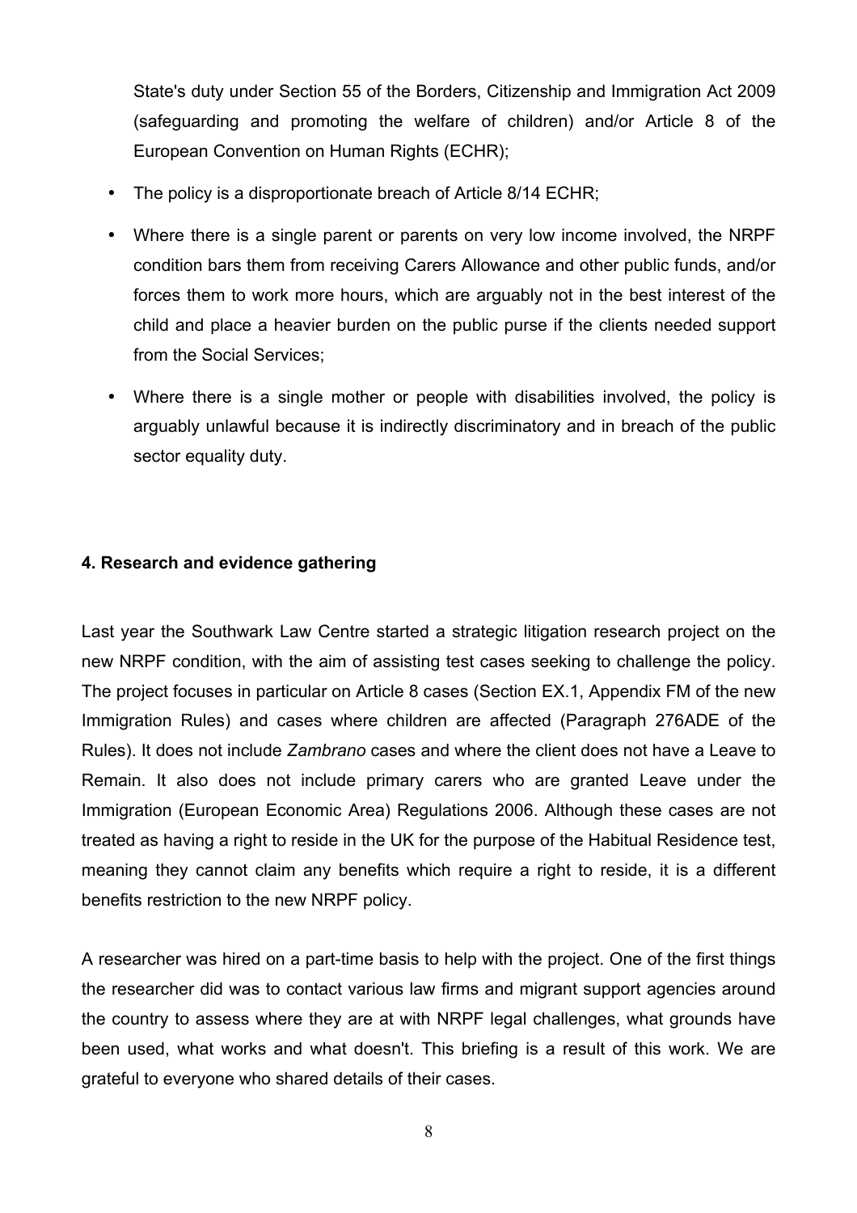State's duty under Section 55 of the Borders, Citizenship and Immigration Act 2009 (safeguarding and promoting the welfare of children) and/or Article 8 of the European Convention on Human Rights (ECHR);

- The policy is a disproportionate breach of Article 8/14 ECHR;
- Where there is a single parent or parents on very low income involved, the NRPF condition bars them from receiving Carers Allowance and other public funds, and/or forces them to work more hours, which are arguably not in the best interest of the child and place a heavier burden on the public purse if the clients needed support from the Social Services;
- Where there is a single mother or people with disabilities involved, the policy is arguably unlawful because it is indirectly discriminatory and in breach of the public sector equality duty.

**4. Research and evidence gathering**

Last year the Southwark Law Centre started a strategic litigation research project on the new NRPF condition, with the aim of assisting test cases seeking to challenge the policy. The project focuses in particular on Article 8 cases (Section EX.1, Appendix FM of the new Immigration Rules) and cases where children are affected (Paragraph 276ADE of the Rules). It does not include *Zambrano* cases and where the client does not have a Leave to Remain. It also does not include primary carers who are granted Leave under the Immigration (European Economic Area) Regulations 2006. Although these cases are not treated as having a right to reside in the UK for the purpose of the Habitual Residence test, meaning they cannot claim any benefits which require a right to reside, it is a different benefits restriction to the new NRPF policy.

A researcher was hired on a part-time basis to help with the project. One of the first things the researcher did was to contact various law firms and migrant support agencies around the country to assess where they are at with NRPF legal challenges, what grounds have been used, what works and what doesn't. This briefing is a result of this work. We are grateful to everyone who shared details of their cases.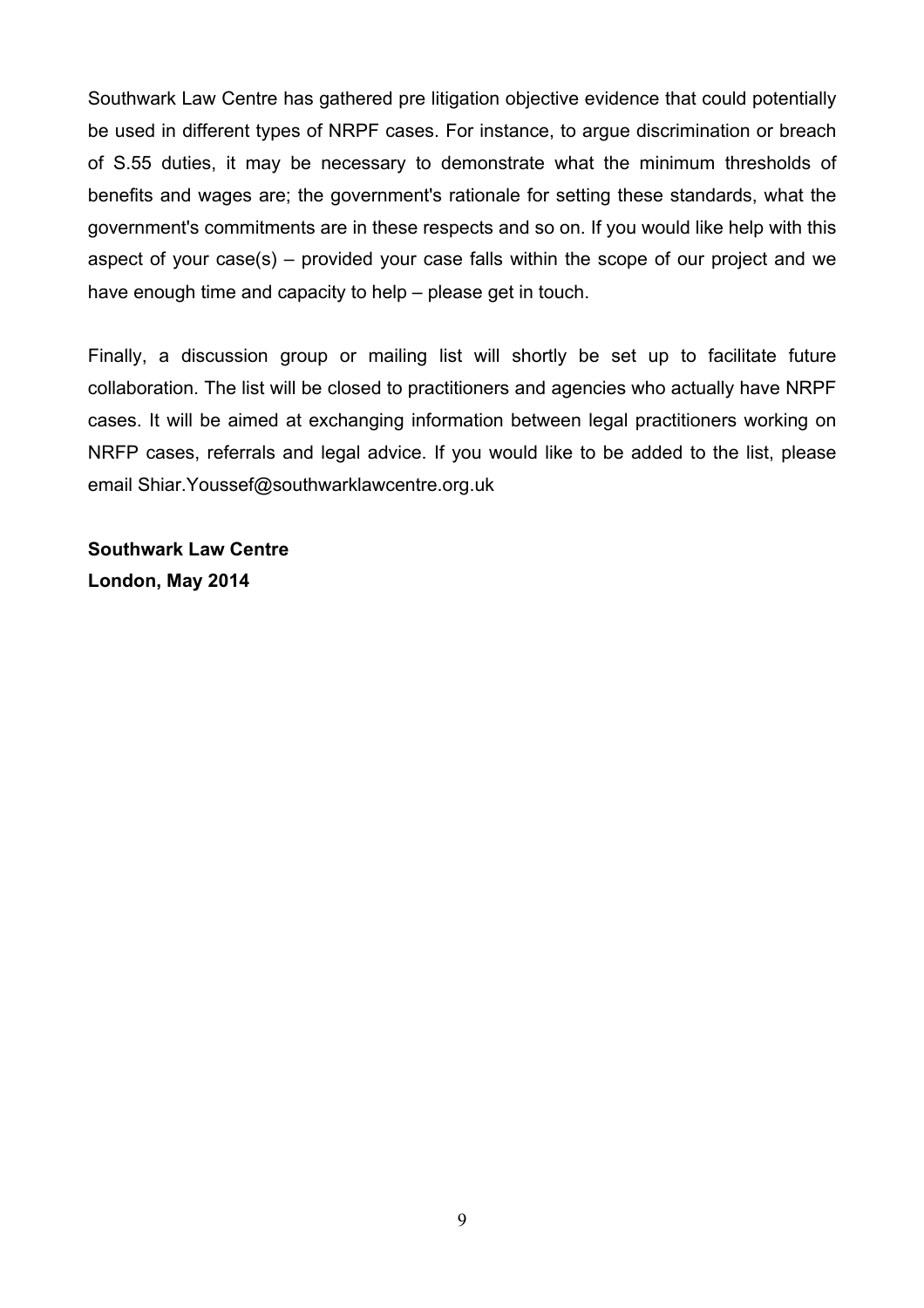Southwark Law Centre has gathered pre litigation objective evidence that could potentially be used in different types of NRPF cases. For instance, to argue discrimination or breach of S.55 duties, it may be necessary to demonstrate what the minimum thresholds of benefits and wages are; the government's rationale for setting these standards, what the government's commitments are in these respects and so on. If you would like help with this aspect of your case(s) – provided your case falls within the scope of our project and we have enough time and capacity to help – please get in touch.

Finally, a discussion group or mailing list will shortly be set up to facilitate future collaboration. The list will be closed to practitioners and agencies who actually have NRPF cases. It will be aimed at exchanging information between legal practitioners working on NRFP cases, referrals and legal advice. If you would like to be added to the list, please email Shiar.Youssef@southwarklawcentre.org.uk

**Southwark Law Centre**
**London, May 2014**